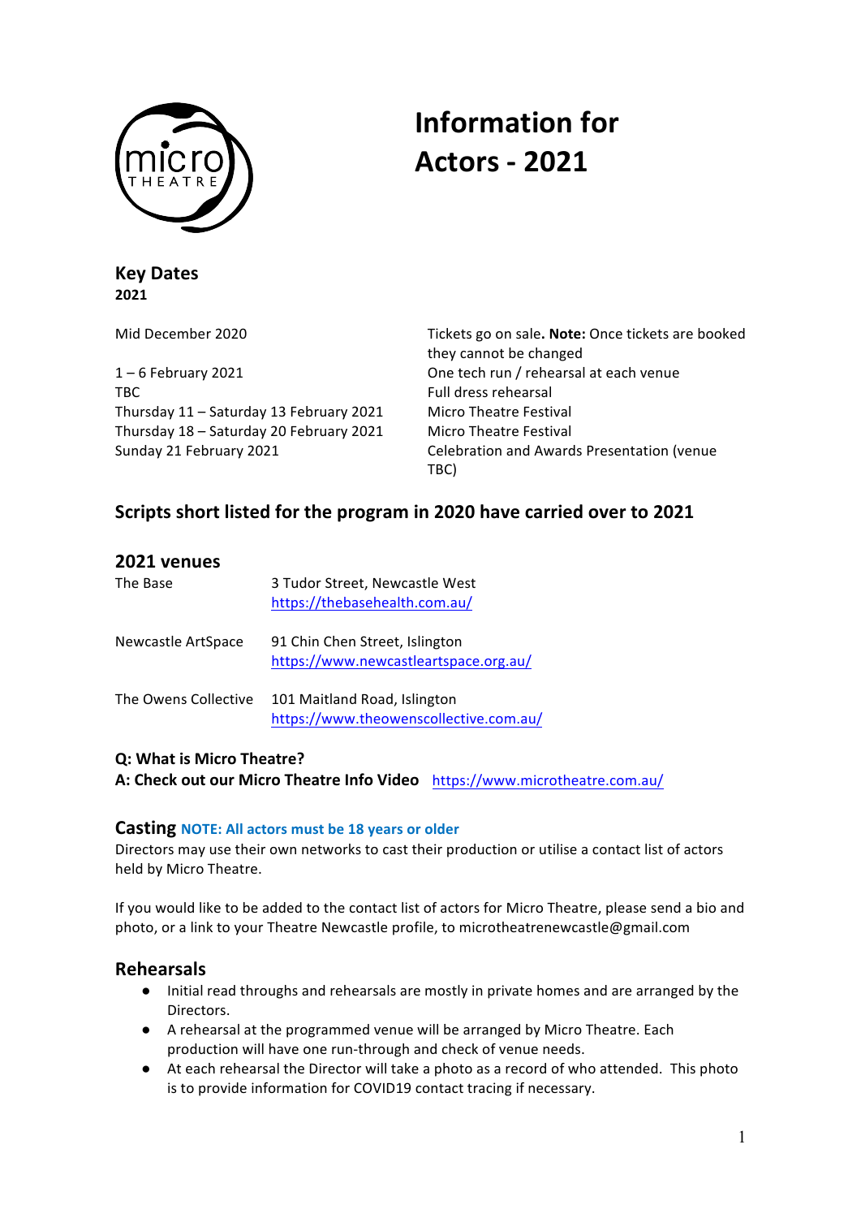# Information for Actors - 2021

## Key Dates

**2021**

| | |
|---|---|
| Mid December 2020 | Tickets go on sale**. Note:** Once tickets are booked they cannot be changed |
| 1 – 6 February 2021 | One tech run / rehearsal at each venue |
| TBC | Full dress rehearsal |
| Thursday 11 – Saturday 13 February 2021 | Micro Theatre Festival |
| Thursday 18 – Saturday 20 February 2021 | Micro Theatre Festival |
| Sunday 21 February 2021 | Celebration and Awards Presentation (venue TBC) |

## Scripts short listed for the program in 2020 have carried over to 2021

## 2021 venues

| | |
|---|---|
| The Base | 3 Tudor Street, Newcastle West<br>https://thebasehealth.com.au/ |
| Newcastle ArtSpace | 91 Chin Chen Street, Islington<br>https://www.newcastleartspace.org.au/ |
| The Owens Collective | 101 Maitland Road, Islington<br>https://www.theowenscollective.com.au/ |

**Q: What is Micro Theatre?**
**A: Check out our Micro Theatre Info Video** https://www.microtheatre.com.au/

## Casting **NOTE: All actors must be 18 years or older**

Directors may use their own networks to cast their production or utilise a contact list of actors held by Micro Theatre.

If you would like to be added to the contact list of actors for Micro Theatre, please send a bio and photo, or a link to your Theatre Newcastle profile, to microtheatrenewcastle@gmail.com

## Rehearsals

- Initial read throughs and rehearsals are mostly in private homes and are arranged by the Directors.
- A rehearsal at the programmed venue will be arranged by Micro Theatre. Each production will have one run-through and check of venue needs.
- At each rehearsal the Director will take a photo as a record of who attended. This photo is to provide information for COVID19 contact tracing if necessary.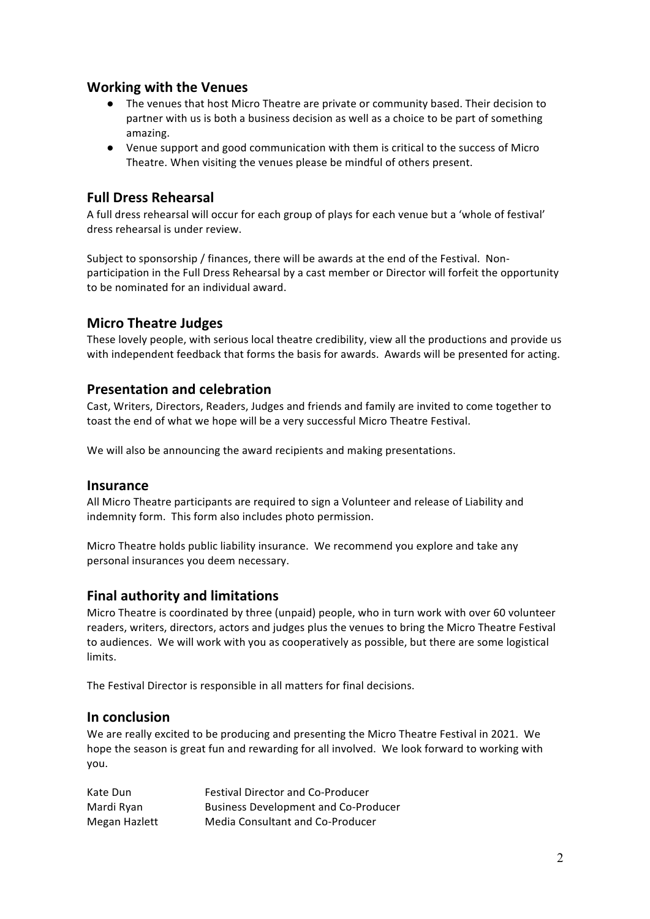## Working with the Venues

- The venues that host Micro Theatre are private or community based. Their decision to partner with us is both a business decision as well as a choice to be part of something amazing.
- Venue support and good communication with them is critical to the success of Micro Theatre. When visiting the venues please be mindful of others present.

## Full Dress Rehearsal

A full dress rehearsal will occur for each group of plays for each venue but a 'whole of festival' dress rehearsal is under review.

Subject to sponsorship / finances, there will be awards at the end of the Festival. Non-participation in the Full Dress Rehearsal by a cast member or Director will forfeit the opportunity to be nominated for an individual award.

## Micro Theatre Judges

These lovely people, with serious local theatre credibility, view all the productions and provide us with independent feedback that forms the basis for awards. Awards will be presented for acting.

## Presentation and celebration

Cast, Writers, Directors, Readers, Judges and friends and family are invited to come together to toast the end of what we hope will be a very successful Micro Theatre Festival.

We will also be announcing the award recipients and making presentations.

## Insurance

All Micro Theatre participants are required to sign a Volunteer and release of Liability and indemnity form. This form also includes photo permission.

Micro Theatre holds public liability insurance. We recommend you explore and take any personal insurances you deem necessary.

## Final authority and limitations

Micro Theatre is coordinated by three (unpaid) people, who in turn work with over 60 volunteer readers, writers, directors, actors and judges plus the venues to bring the Micro Theatre Festival to audiences. We will work with you as cooperatively as possible, but there are some logistical limits.

The Festival Director is responsible in all matters for final decisions.

## In conclusion

We are really excited to be producing and presenting the Micro Theatre Festival in 2021. We hope the season is great fun and rewarding for all involved. We look forward to working with you.

| | |
|---|---|
| Kate Dun | Festival Director and Co-Producer |
| Mardi Ryan | Business Development and Co-Producer |
| Megan Hazlett | Media Consultant and Co-Producer |